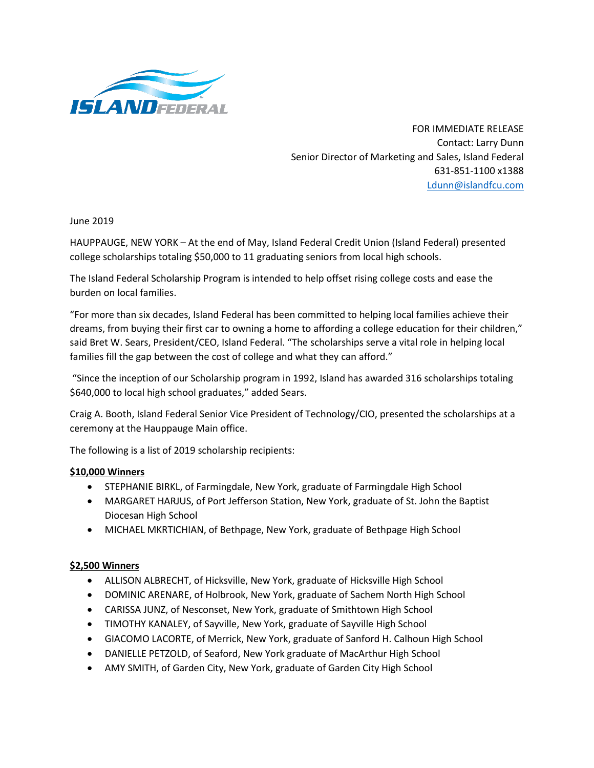FOR IMMEDIATE RELEASE
Contact: Larry Dunn
Senior Director of Marketing and Sales, Island Federal
631-851-1100 x1388
Ldunn@islandfcu.com

June 2019

HAUPPAUGE, NEW YORK – At the end of May, Island Federal Credit Union (Island Federal) presented college scholarships totaling $50,000 to 11 graduating seniors from local high schools.

The Island Federal Scholarship Program is intended to help offset rising college costs and ease the burden on local families.

"For more than six decades, Island Federal has been committed to helping local families achieve their dreams, from buying their first car to owning a home to affording a college education for their children," said Bret W. Sears, President/CEO, Island Federal. "The scholarships serve a vital role in helping local families fill the gap between the cost of college and what they can afford."

"Since the inception of our Scholarship program in 1992, Island has awarded 316 scholarships totaling $640,000 to local high school graduates," added Sears.

Craig A. Booth, Island Federal Senior Vice President of Technology/CIO, presented the scholarships at a ceremony at the Hauppauge Main office.

The following is a list of 2019 scholarship recipients:

**$10,000 Winners**

- STEPHANIE BIRKL, of Farmingdale, New York, graduate of Farmingdale High School
- MARGARET HARJUS, of Port Jefferson Station, New York, graduate of St. John the Baptist Diocesan High School
- MICHAEL MKRTICHIAN, of Bethpage, New York, graduate of Bethpage High School

**$2,500 Winners**

- ALLISON ALBRECHT, of Hicksville, New York, graduate of Hicksville High School
- DOMINIC ARENARE, of Holbrook, New York, graduate of Sachem North High School
- CARISSA JUNZ, of Nesconset, New York, graduate of Smithtown High School
- TIMOTHY KANALEY, of Sayville, New York, graduate of Sayville High School
- GIACOMO LACORTE, of Merrick, New York, graduate of Sanford H. Calhoun High School
- DANIELLE PETZOLD, of Seaford, New York graduate of MacArthur High School
- AMY SMITH, of Garden City, New York, graduate of Garden City High School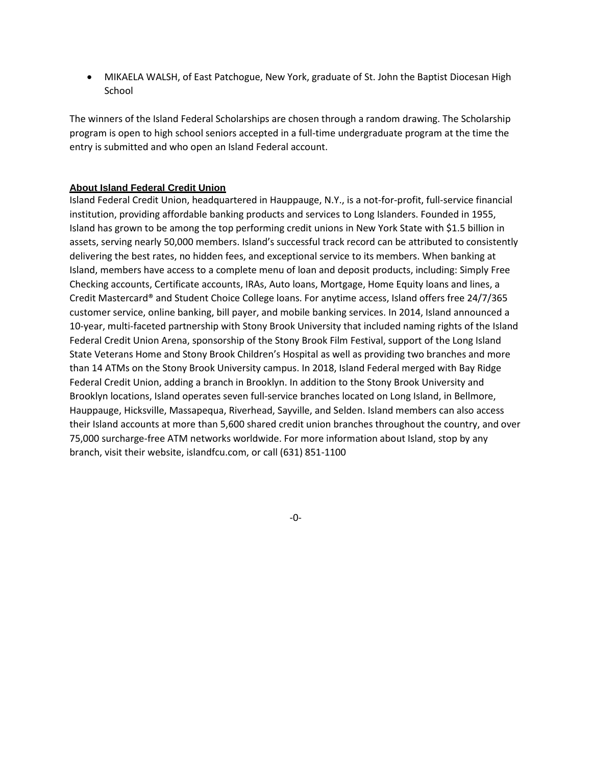- MIKAELA WALSH, of East Patchogue, New York, graduate of St. John the Baptist Diocesan High School

The winners of the Island Federal Scholarships are chosen through a random drawing. The Scholarship program is open to high school seniors accepted in a full-time undergraduate program at the time the entry is submitted and who open an Island Federal account.

**About Island Federal Credit Union**

Island Federal Credit Union, headquartered in Hauppauge, N.Y., is a not-for-profit, full-service financial institution, providing affordable banking products and services to Long Islanders. Founded in 1955, Island has grown to be among the top performing credit unions in New York State with $1.5 billion in assets, serving nearly 50,000 members. Island's successful track record can be attributed to consistently delivering the best rates, no hidden fees, and exceptional service to its members. When banking at Island, members have access to a complete menu of loan and deposit products, including: Simply Free Checking accounts, Certificate accounts, IRAs, Auto loans, Mortgage, Home Equity loans and lines, a Credit Mastercard® and Student Choice College loans. For anytime access, Island offers free 24/7/365 customer service, online banking, bill payer, and mobile banking services. In 2014, Island announced a 10-year, multi-faceted partnership with Stony Brook University that included naming rights of the Island Federal Credit Union Arena, sponsorship of the Stony Brook Film Festival, support of the Long Island State Veterans Home and Stony Brook Children's Hospital as well as providing two branches and more than 14 ATMs on the Stony Brook University campus. In 2018, Island Federal merged with Bay Ridge Federal Credit Union, adding a branch in Brooklyn. In addition to the Stony Brook University and Brooklyn locations, Island operates seven full-service branches located on Long Island, in Bellmore, Hauppauge, Hicksville, Massapequa, Riverhead, Sayville, and Selden. Island members can also access their Island accounts at more than 5,600 shared credit union branches throughout the country, and over 75,000 surcharge-free ATM networks worldwide. For more information about Island, stop by any branch, visit their website, islandfcu.com, or call (631) 851-1100

-0-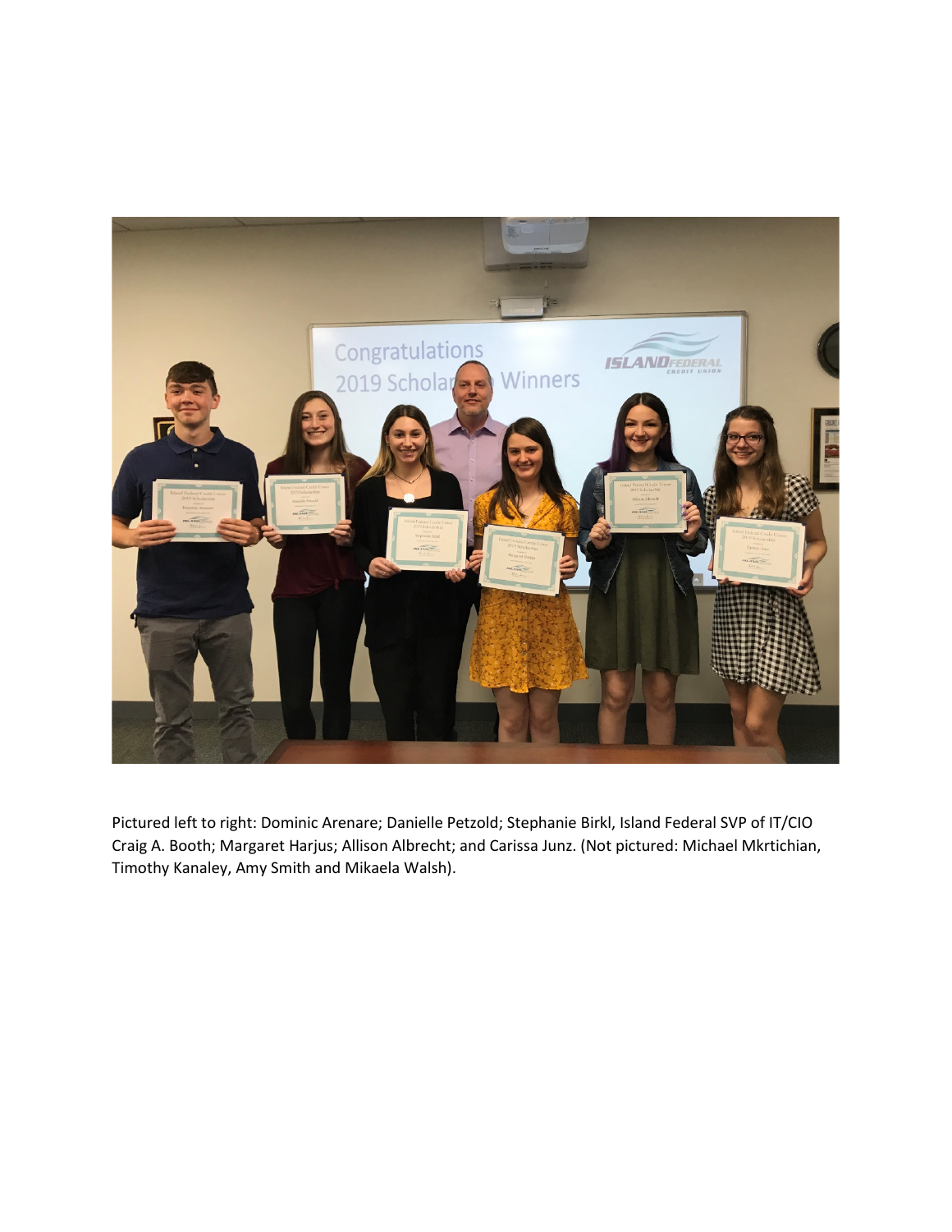Pictured left to right: Dominic Arenare; Danielle Petzold; Stephanie Birkl, Island Federal SVP of IT/CIO Craig A. Booth; Margaret Harjus; Allison Albrecht; and Carissa Junz. (Not pictured: Michael Mkrtichian, Timothy Kanaley, Amy Smith and Mikaela Walsh).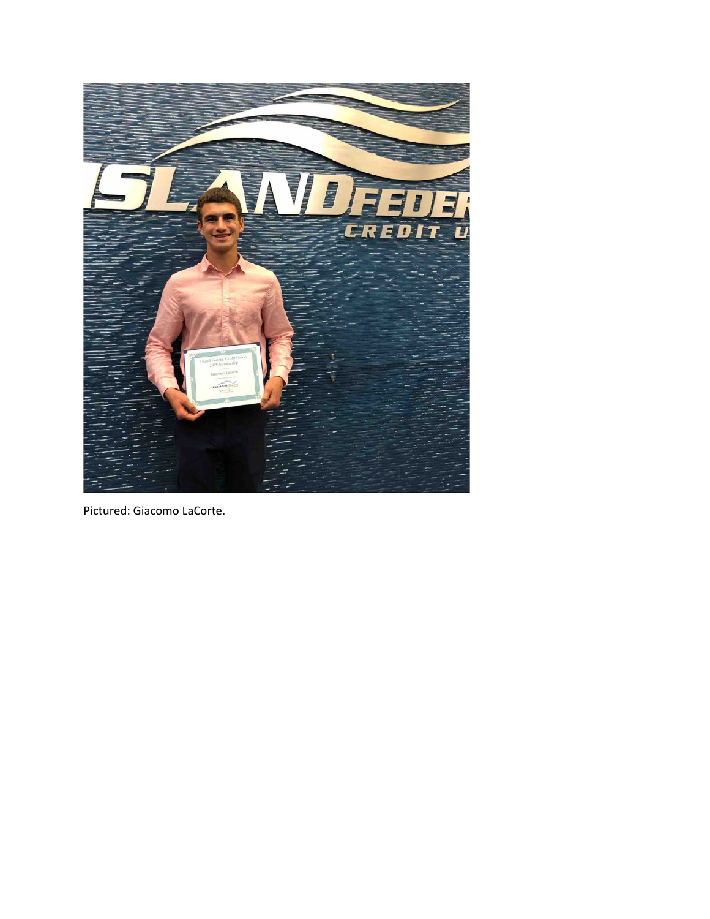Pictured: Giacomo LaCorte.